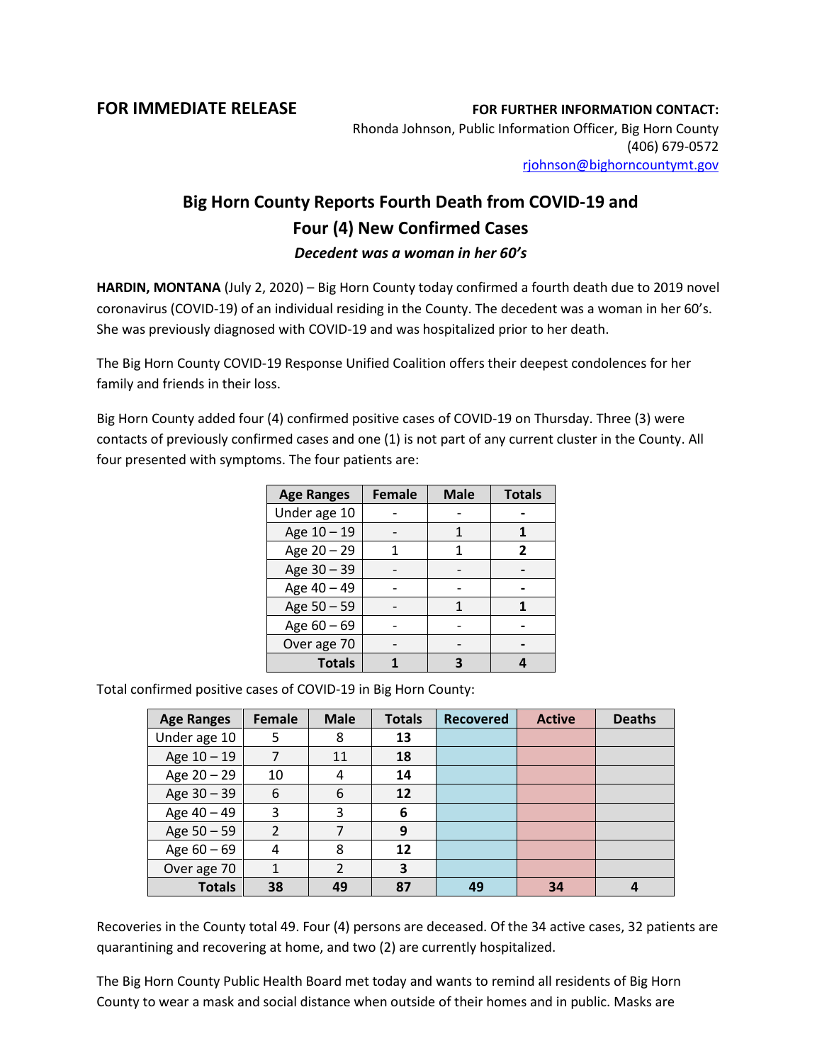**FOR IMMEDIATE RELEASE**

**FOR FURTHER INFORMATION CONTACT:**
Rhonda Johnson, Public Information Officer, Big Horn County
(406) 679-0572
rjohnson@bighorncountymt.gov

# Big Horn County Reports Fourth Death from COVID-19 and Four (4) New Confirmed Cases

***Decedent was a woman in her 60's***

**HARDIN, MONTANA** (July 2, 2020) – Big Horn County today confirmed a fourth death due to 2019 novel coronavirus (COVID-19) of an individual residing in the County. The decedent was a woman in her 60's. She was previously diagnosed with COVID-19 and was hospitalized prior to her death.

The Big Horn County COVID-19 Response Unified Coalition offers their deepest condolences for her family and friends in their loss.

Big Horn County added four (4) confirmed positive cases of COVID-19 on Thursday. Three (3) were contacts of previously confirmed cases and one (1) is not part of any current cluster in the County. All four presented with symptoms. The four patients are:

| Age Ranges | Female | Male | Totals |
|---|---|---|---|
| Under age 10 | - | - | **-** |
| Age 10 – 19 | - | 1 | **1** |
| Age 20 – 29 | 1 | 1 | **2** |
| Age 30 – 39 | - | - | **-** |
| Age 40 – 49 | - | - | **-** |
| Age 50 – 59 | - | 1 | **1** |
| Age 60 – 69 | - | - | **-** |
| Over age 70 | - | - | **-** |
| **Totals** | **1** | **3** | **4** |

Total confirmed positive cases of COVID-19 in Big Horn County:

| Age Ranges | Female | Male | Totals | Recovered | Active | Deaths |
|---|---|---|---|---|---|---|
| Under age 10 | 5 | 8 | **13** | | | |
| Age 10 – 19 | 7 | 11 | **18** | | | |
| Age 20 – 29 | 10 | 4 | **14** | | | |
| Age 30 – 39 | 6 | 6 | **12** | | | |
| Age 40 – 49 | 3 | 3 | **6** | | | |
| Age 50 – 59 | 2 | 7 | **9** | | | |
| Age 60 – 69 | 4 | 8 | **12** | | | |
| Over age 70 | 1 | 2 | **3** | | | |
| **Totals** | **38** | **49** | **87** | **49** | **34** | **4** |

Recoveries in the County total 49. Four (4) persons are deceased. Of the 34 active cases, 32 patients are quarantining and recovering at home, and two (2) are currently hospitalized.

The Big Horn County Public Health Board met today and wants to remind all residents of Big Horn County to wear a mask and social distance when outside of their homes and in public. Masks are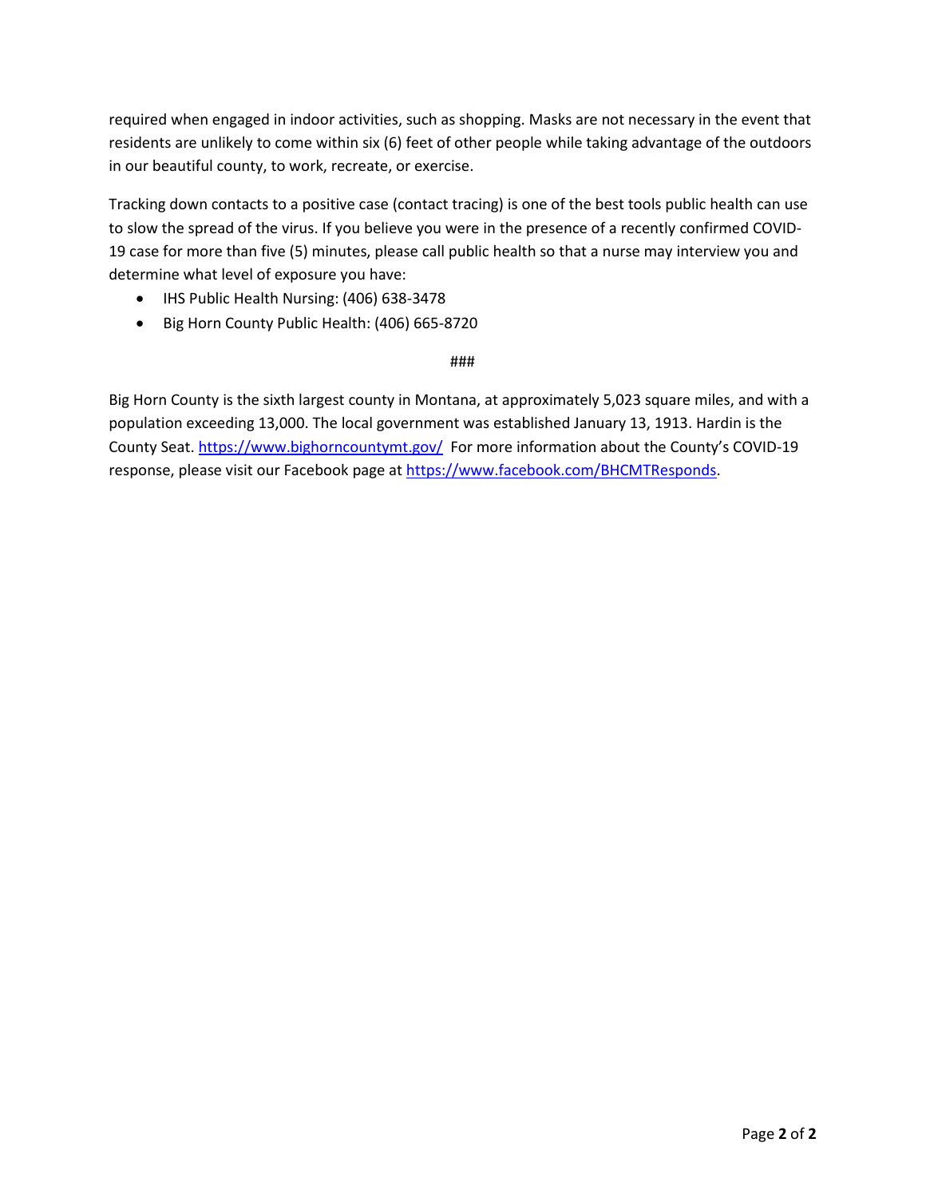required when engaged in indoor activities, such as shopping. Masks are not necessary in the event that residents are unlikely to come within six (6) feet of other people while taking advantage of the outdoors in our beautiful county, to work, recreate, or exercise.

Tracking down contacts to a positive case (contact tracing) is one of the best tools public health can use to slow the spread of the virus. If you believe you were in the presence of a recently confirmed COVID-19 case for more than five (5) minutes, please call public health so that a nurse may interview you and determine what level of exposure you have:

- IHS Public Health Nursing: (406) 638-3478
- Big Horn County Public Health: (406) 665-8720

###

Big Horn County is the sixth largest county in Montana, at approximately 5,023 square miles, and with a population exceeding 13,000. The local government was established January 13, 1913. Hardin is the County Seat. https://www.bighorncountymt.gov/ For more information about the County's COVID-19 response, please visit our Facebook page at https://www.facebook.com/BHCMTResponds.